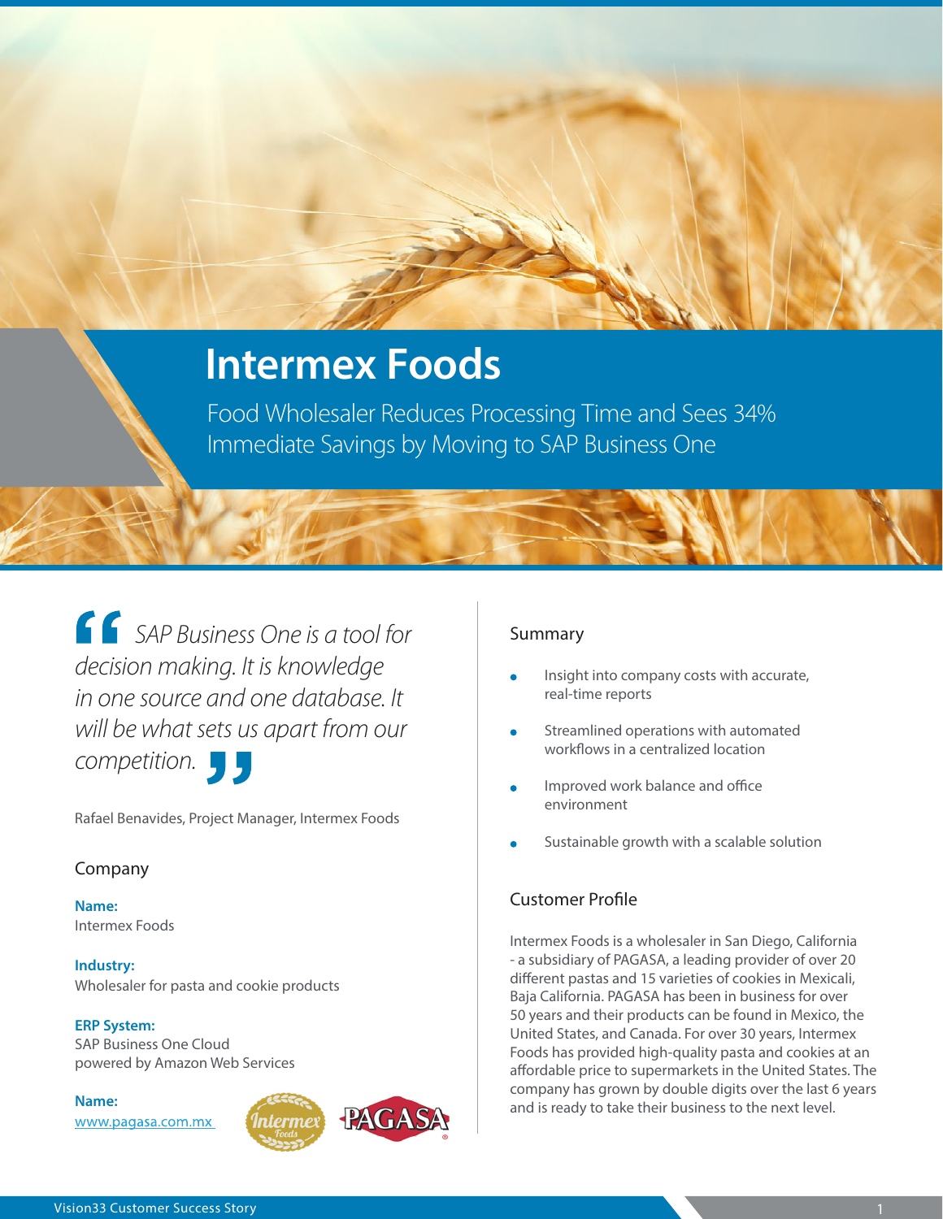# Intermex Foods

Food Wholesaler Reduces Processing Time and Sees 34% Immediate Savings by Moving to SAP Business One

> *SAP Business One is a tool for decision making. It is knowledge in one source and one database. It will be what sets us apart from our competition.*

Rafael Benavides, Project Manager, Intermex Foods

## Company

**Name:**
Intermex Foods

**Industry:**
Wholesaler for pasta and cookie products

**ERP System:**
SAP Business One Cloud powered by Amazon Web Services

**Name:**
www.pagasa.com.mx

## Summary

- Insight into company costs with accurate, real-time reports
- Streamlined operations with automated workflows in a centralized location
- Improved work balance and office environment
- Sustainable growth with a scalable solution

## Customer Profile

Intermex Foods is a wholesaler in San Diego, California - a subsidiary of PAGASA, a leading provider of over 20 different pastas and 15 varieties of cookies in Mexicali, Baja California. PAGASA has been in business for over 50 years and their products can be found in Mexico, the United States, and Canada. For over 30 years, Intermex Foods has provided high-quality pasta and cookies at an affordable price to supermarkets in the United States. The company has grown by double digits over the last 6 years and is ready to take their business to the next level.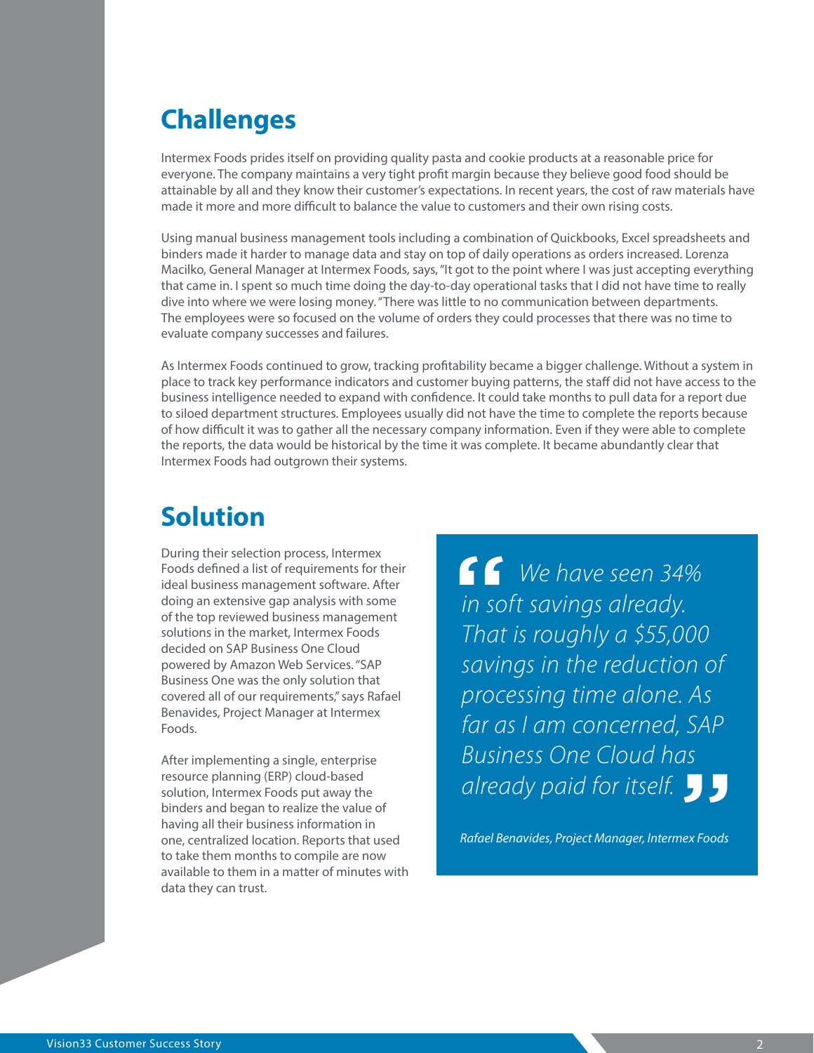## Challenges

Intermex Foods prides itself on providing quality pasta and cookie products at a reasonable price for everyone. The company maintains a very tight profit margin because they believe good food should be attainable by all and they know their customer's expectations. In recent years, the cost of raw materials have made it more and more difficult to balance the value to customers and their own rising costs.

Using manual business management tools including a combination of Quickbooks, Excel spreadsheets and binders made it harder to manage data and stay on top of daily operations as orders increased. Lorenza Macilko, General Manager at Intermex Foods, says, "It got to the point where I was just accepting everything that came in. I spent so much time doing the day-to-day operational tasks that I did not have time to really dive into where we were losing money. "There was little to no communication between departments. The employees were so focused on the volume of orders they could processes that there was no time to evaluate company successes and failures.

As Intermex Foods continued to grow, tracking profitability became a bigger challenge. Without a system in place to track key performance indicators and customer buying patterns, the staff did not have access to the business intelligence needed to expand with confidence. It could take months to pull data for a report due to siloed department structures. Employees usually did not have the time to complete the reports because of how difficult it was to gather all the necessary company information. Even if they were able to complete the reports, the data would be historical by the time it was complete. It became abundantly clear that Intermex Foods had outgrown their systems.

## Solution

During their selection process, Intermex Foods defined a list of requirements for their ideal business management software. After doing an extensive gap analysis with some of the top reviewed business management solutions in the market, Intermex Foods decided on SAP Business One Cloud powered by Amazon Web Services. "SAP Business One was the only solution that covered all of our requirements," says Rafael Benavides, Project Manager at Intermex Foods.

After implementing a single, enterprise resource planning (ERP) cloud-based solution, Intermex Foods put away the binders and began to realize the value of having all their business information in one, centralized location. Reports that used to take them months to compile are now available to them in a matter of minutes with data they can trust.

> *"We have seen 34% in soft savings already. That is roughly a $55,000 savings in the reduction of processing time alone. As far as I am concerned, SAP Business One Cloud has already paid for itself."*
>
> *Rafael Benavides, Project Manager, Intermex Foods*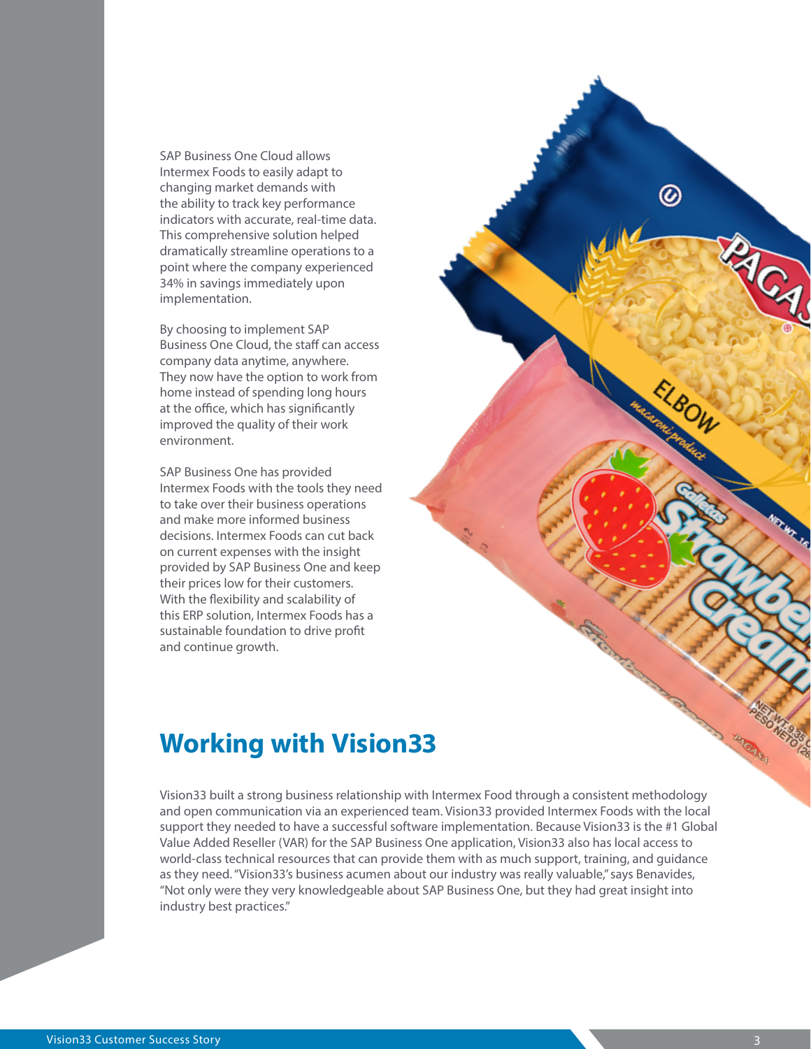SAP Business One Cloud allows Intermex Foods to easily adapt to changing market demands with the ability to track key performance indicators with accurate, real-time data. This comprehensive solution helped dramatically streamline operations to a point where the company experienced 34% in savings immediately upon implementation.

By choosing to implement SAP Business One Cloud, the staff can access company data anytime, anywhere. They now have the option to work from home instead of spending long hours at the office, which has significantly improved the quality of their work environment.

SAP Business One has provided Intermex Foods with the tools they need to take over their business operations and make more informed business decisions. Intermex Foods can cut back on current expenses with the insight provided by SAP Business One and keep their prices low for their customers. With the flexibility and scalability of this ERP solution, Intermex Foods has a sustainable foundation to drive profit and continue growth.

## Working with Vision33

Vision33 built a strong business relationship with Intermex Food through a consistent methodology and open communication via an experienced team. Vision33 provided Intermex Foods with the local support they needed to have a successful software implementation. Because Vision33 is the #1 Global Value Added Reseller (VAR) for the SAP Business One application, Vision33 also has local access to world-class technical resources that can provide them with as much support, training, and guidance as they need. "Vision33's business acumen about our industry was really valuable," says Benavides, "Not only were they very knowledgeable about SAP Business One, but they had great insight into industry best practices."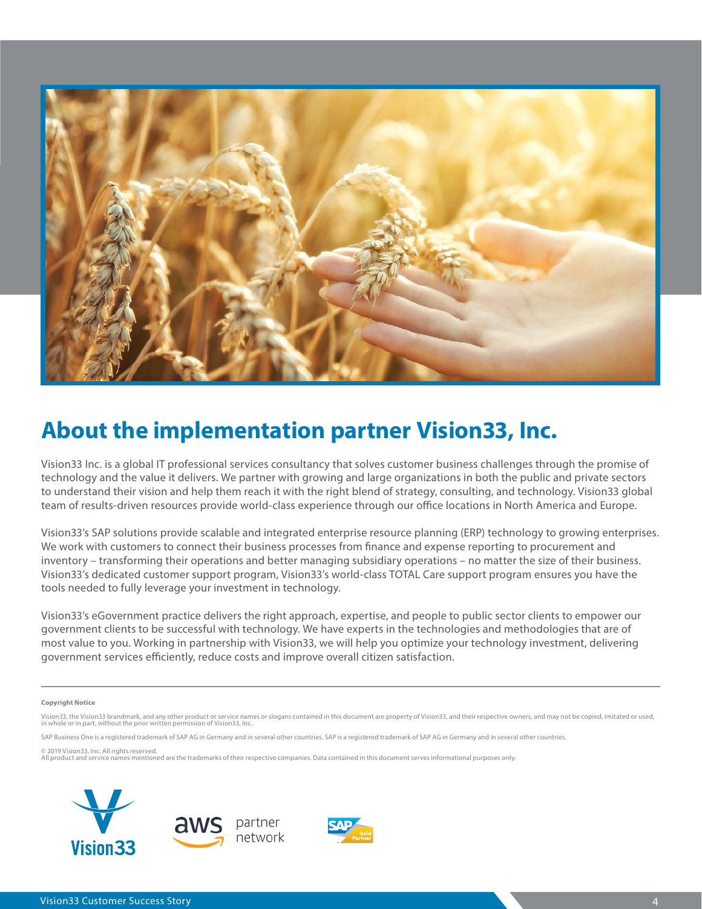# About the implementation partner Vision33, Inc.

Vision33 Inc. is a global IT professional services consultancy that solves customer business challenges through the promise of technology and the value it delivers. We partner with growing and large organizations in both the public and private sectors to understand their vision and help them reach it with the right blend of strategy, consulting, and technology. Vision33 global team of results-driven resources provide world-class experience through our office locations in North America and Europe.

Vision33's SAP solutions provide scalable and integrated enterprise resource planning (ERP) technology to growing enterprises. We work with customers to connect their business processes from finance and expense reporting to procurement and inventory – transforming their operations and better managing subsidiary operations – no matter the size of their business. Vision33's dedicated customer support program, Vision33's world-class TOTAL Care support program ensures you have the tools needed to fully leverage your investment in technology.

Vision33's eGovernment practice delivers the right approach, expertise, and people to public sector clients to empower our government clients to be successful with technology. We have experts in the technologies and methodologies that are of most value to you. Working in partnership with Vision33, we will help you optimize your technology investment, delivering government services efficiently, reduce costs and improve overall citizen satisfaction.

**Copyright Notice**

Vision33, the Vision33 brandmark, and any other product or service names or slogans contained in this document are property of Vision33, and their respective owners, and may not be copied, imitated or used, in whole or in part, without the prior written permission of Vision33, Inc.

SAP Business One is a registered trademark of SAP AG in Germany and in several other countries. SAP is a registered trademark of SAP AG in Germany and in several other countries.

© 2019 Vision33, Inc. All rights reserved.
All product and service names mentioned are the trademarks of their respective companies. Data contained in this document serves informational purposes only.

Vision33

aws partner network

SAP Gold Partner